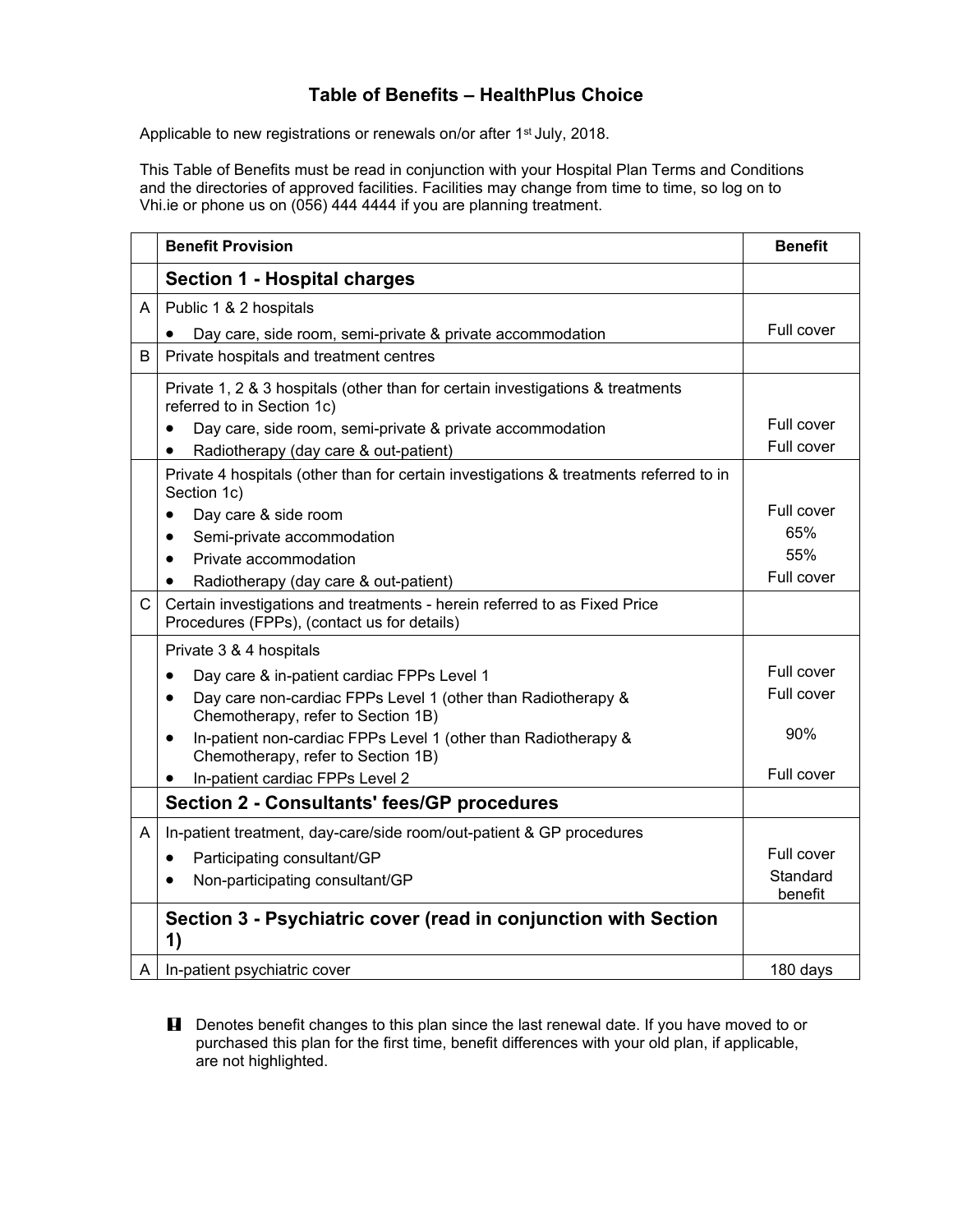# Table of Benefits – HealthPlus Choice

Applicable to new registrations or renewals on/or after 1st July, 2018.

This Table of Benefits must be read in conjunction with your Hospital Plan Terms and Conditions and the directories of approved facilities. Facilities may change from time to time, so log on to Vhi.ie or phone us on (056) 444 4444 if you are planning treatment.

| | Benefit Provision | Benefit |
|---|---|---|
| | **Section 1 - Hospital charges** | |
| A | Public 1 & 2 hospitals | |
| | • Day care, side room, semi-private & private accommodation | Full cover |
| B | Private hospitals and treatment centres | |
| | Private 1, 2 & 3 hospitals (other than for certain investigations & treatments referred to in Section 1c) | |
| | • Day care, side room, semi-private & private accommodation | Full cover |
| | • Radiotherapy (day care & out-patient) | Full cover |
| | Private 4 hospitals (other than for certain investigations & treatments referred to in Section 1c) | |
| | • Day care & side room | Full cover |
| | • Semi-private accommodation | 65% |
| | • Private accommodation | 55% |
| | • Radiotherapy (day care & out-patient) | Full cover |
| C | Certain investigations and treatments - herein referred to as Fixed Price Procedures (FPPs), (contact us for details) | |
| | Private 3 & 4 hospitals | |
| | • Day care & in-patient cardiac FPPs Level 1 | Full cover |
| | • Day care non-cardiac FPPs Level 1 (other than Radiotherapy & Chemotherapy, refer to Section 1B) | Full cover |
| | • In-patient non-cardiac FPPs Level 1 (other than Radiotherapy & Chemotherapy, refer to Section 1B) | 90% |
| | • In-patient cardiac FPPs Level 2 | Full cover |
| | **Section 2 - Consultants' fees/GP procedures** | |
| A | In-patient treatment, day-care/side room/out-patient & GP procedures | |
| | • Participating consultant/GP | Full cover |
| | • Non-participating consultant/GP | Standard benefit |
| | **Section 3 - Psychiatric cover (read in conjunction with Section 1)** | |
| A | In-patient psychiatric cover | 180 days |

Denotes benefit changes to this plan since the last renewal date. If you have moved to or purchased this plan for the first time, benefit differences with your old plan, if applicable, are not highlighted.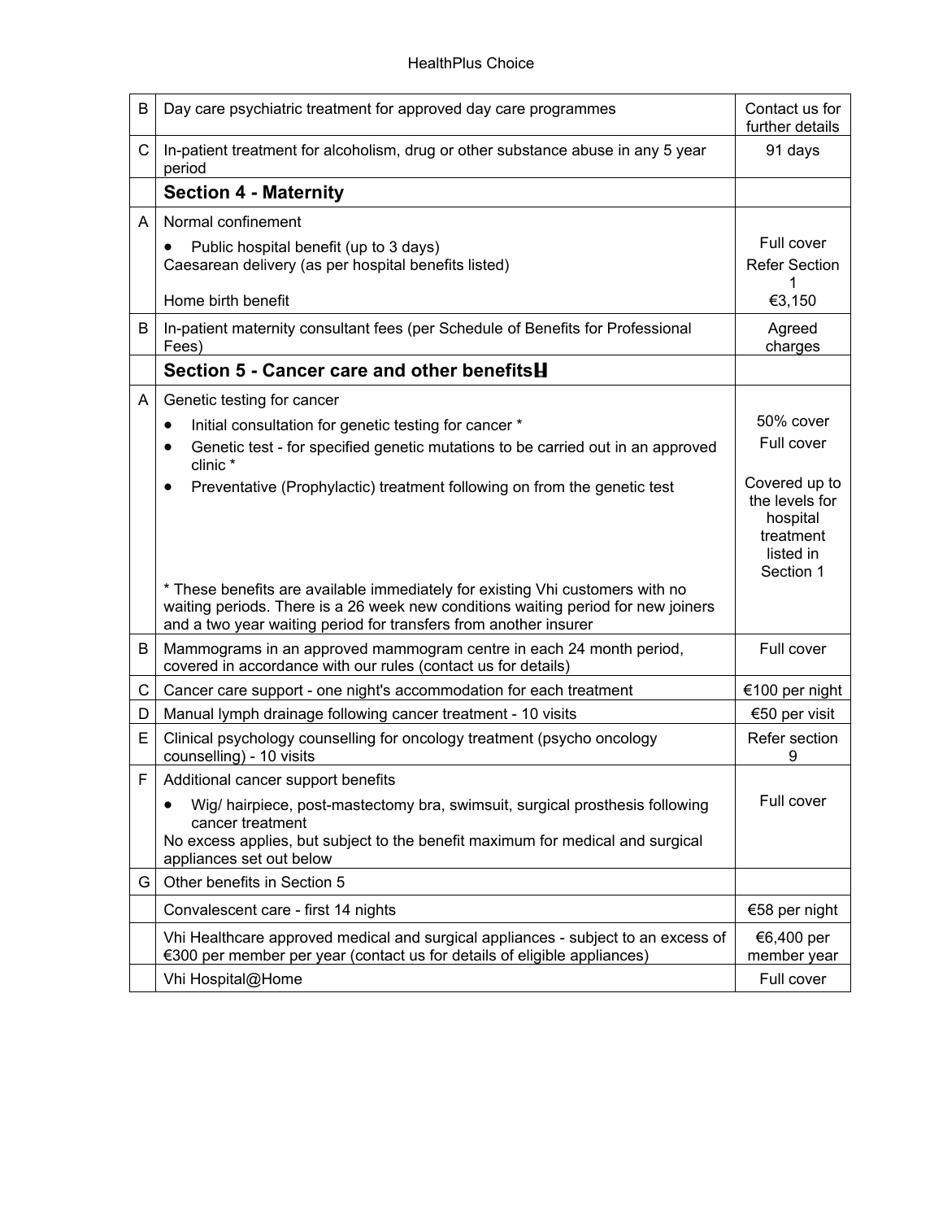| | | |
|---|---|---|
| B | Day care psychiatric treatment for approved day care programmes | Contact us for further details |
| C | In-patient treatment for alcoholism, drug or other substance abuse in any 5 year period | 91 days |
| | **Section 4 - Maternity** | |
| A | Normal confinement<br>• Public hospital benefit (up to 3 days)<br>Caesarean delivery (as per hospital benefits listed)<br><br>Home birth benefit | <br>Full cover<br>Refer Section 1<br><br>€3,150 |
| B | In-patient maternity consultant fees (per Schedule of Benefits for Professional Fees) | Agreed charges |
| | **Section 5 - Cancer care and other benefits** | |
| A | Genetic testing for cancer<br>• Initial consultation for genetic testing for cancer *<br>• Genetic test - for specified genetic mutations to be carried out in an approved clinic *<br>• Preventative (Prophylactic) treatment following on from the genetic test<br><br>* These benefits are available immediately for existing Vhi customers with no waiting periods. There is a 26 week new conditions waiting period for new joiners and a two year waiting period for transfers from another insurer | <br>50% cover<br>Full cover<br><br>Covered up to the levels for hospital treatment listed in Section 1 |
| B | Mammograms in an approved mammogram centre in each 24 month period, covered in accordance with our rules (contact us for details) | Full cover |
| C | Cancer care support - one night's accommodation for each treatment | €100 per night |
| D | Manual lymph drainage following cancer treatment - 10 visits | €50 per visit |
| E | Clinical psychology counselling for oncology treatment (psycho oncology counselling) - 10 visits | Refer section 9 |
| F | Additional cancer support benefits<br>• Wig/ hairpiece, post-mastectomy bra, swimsuit, surgical prosthesis following cancer treatment<br>No excess applies, but subject to the benefit maximum for medical and surgical appliances set out below | <br>Full cover |
| G | Other benefits in Section 5 | |
| | Convalescent care - first 14 nights | €58 per night |
| | Vhi Healthcare approved medical and surgical appliances - subject to an excess of €300 per member per year (contact us for details of eligible appliances) | €6,400 per member year |
| | Vhi Hospital@Home | Full cover |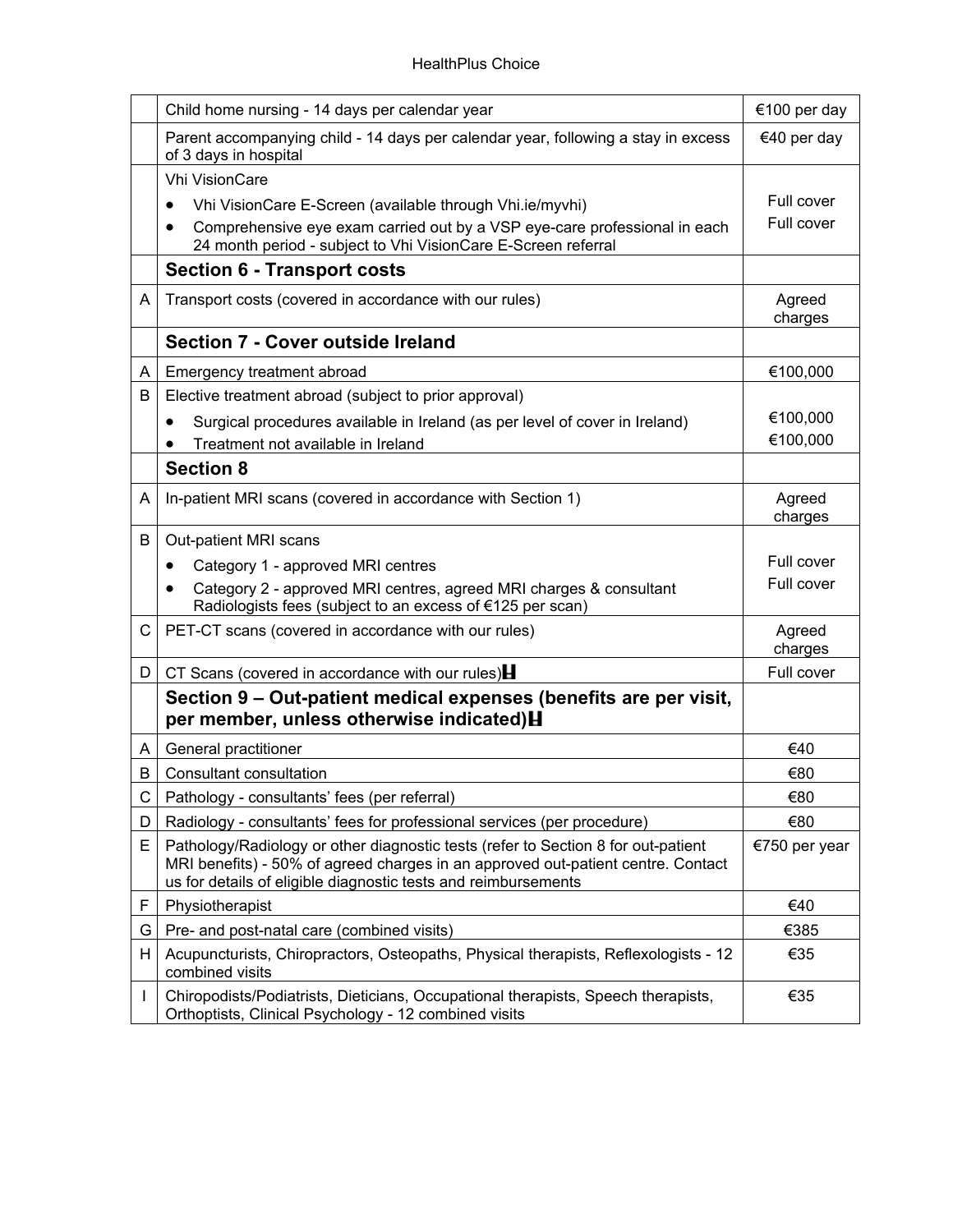| | | |
|---|---|---|
| | Child home nursing - 14 days per calendar year | €100 per day |
| | Parent accompanying child - 14 days per calendar year, following a stay in excess of 3 days in hospital | €40 per day |
| | Vhi VisionCare<br>• Vhi VisionCare E-Screen (available through Vhi.ie/myvhi)<br>• Comprehensive eye exam carried out by a VSP eye-care professional in each 24 month period - subject to Vhi VisionCare E-Screen referral | <br>Full cover<br>Full cover |
| | **Section 6 - Transport costs** | |
| A | Transport costs (covered in accordance with our rules) | Agreed charges |
| | **Section 7 - Cover outside Ireland** | |
| A | Emergency treatment abroad | €100,000 |
| B | Elective treatment abroad (subject to prior approval)<br>• Surgical procedures available in Ireland (as per level of cover in Ireland)<br>• Treatment not available in Ireland | <br>€100,000<br>€100,000 |
| | **Section 8** | |
| A | In-patient MRI scans (covered in accordance with Section 1) | Agreed charges |
| B | Out-patient MRI scans<br>• Category 1 - approved MRI centres<br>• Category 2 - approved MRI centres, agreed MRI charges & consultant Radiologists fees (subject to an excess of €125 per scan) | <br>Full cover<br>Full cover |
| C | PET-CT scans (covered in accordance with our rules) | Agreed charges |
| D | CT Scans (covered in accordance with our rules)H | Full cover |
| | **Section 9 – Out-patient medical expenses (benefits are per visit, per member, unless otherwise indicated)H** | |
| A | General practitioner | €40 |
| B | Consultant consultation | €80 |
| C | Pathology - consultants' fees (per referral) | €80 |
| D | Radiology - consultants' fees for professional services (per procedure) | €80 |
| E | Pathology/Radiology or other diagnostic tests (refer to Section 8 for out-patient MRI benefits) - 50% of agreed charges in an approved out-patient centre. Contact us for details of eligible diagnostic tests and reimbursements | €750 per year |
| F | Physiotherapist | €40 |
| G | Pre- and post-natal care (combined visits) | €385 |
| H | Acupuncturists, Chiropractors, Osteopaths, Physical therapists, Reflexologists - 12 combined visits | €35 |
| I | Chiropodists/Podiatrists, Dieticians, Occupational therapists, Speech therapists, Orthoptists, Clinical Psychology - 12 combined visits | €35 |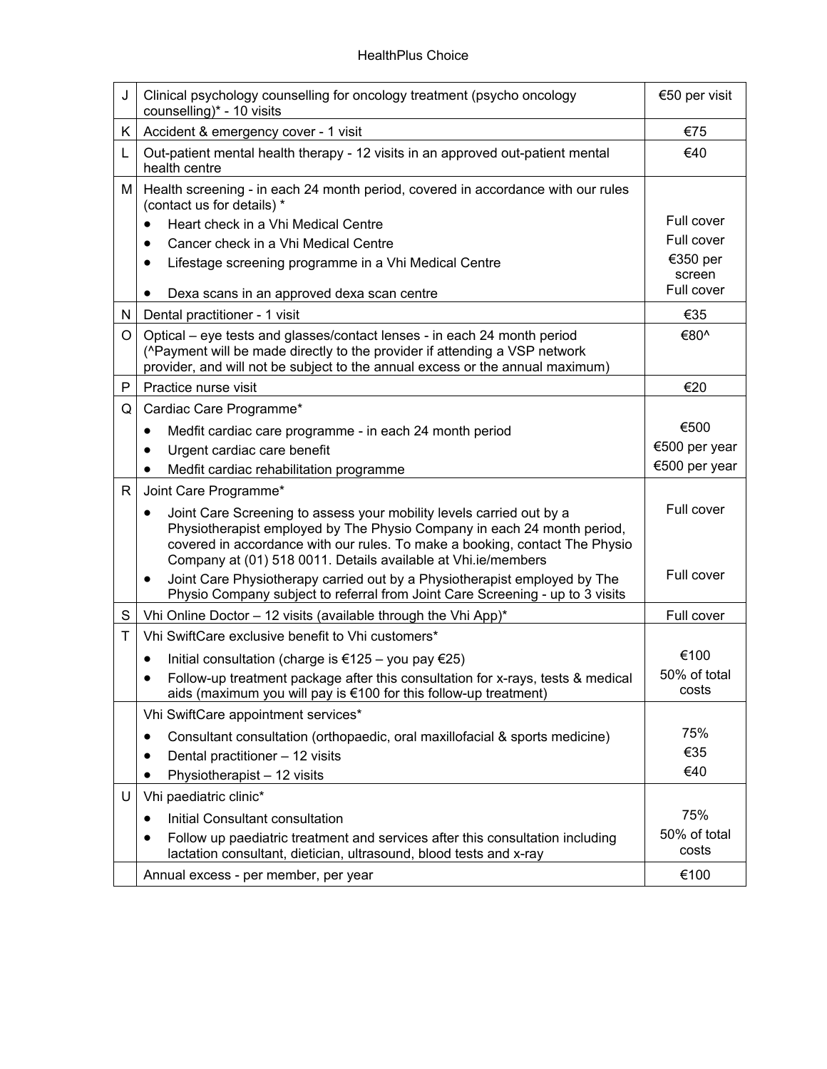| | | |
|---|---|---|
| J | Clinical psychology counselling for oncology treatment (psycho oncology counselling)* - 10 visits | €50 per visit |
| K | Accident & emergency cover - 1 visit | €75 |
| L | Out-patient mental health therapy - 12 visits in an approved out-patient mental health centre | €40 |
| M | Health screening - in each 24 month period, covered in accordance with our rules (contact us for details) *<br>• Heart check in a Vhi Medical Centre<br>• Cancer check in a Vhi Medical Centre<br>• Lifestage screening programme in a Vhi Medical Centre<br>• Dexa scans in an approved dexa scan centre | <br>Full cover<br>Full cover<br>€350 per screen<br>Full cover |
| N | Dental practitioner - 1 visit | €35 |
| O | Optical – eye tests and glasses/contact lenses - in each 24 month period (^Payment will be made directly to the provider if attending a VSP network provider, and will not be subject to the annual excess or the annual maximum) | €80^ |
| P | Practice nurse visit | €20 |
| Q | Cardiac Care Programme*<br>• Medfit cardiac care programme - in each 24 month period<br>• Urgent cardiac care benefit<br>• Medfit cardiac rehabilitation programme | <br>€500<br>€500 per year<br>€500 per year |
| R | Joint Care Programme*<br>• Joint Care Screening to assess your mobility levels carried out by a Physiotherapist employed by The Physio Company in each 24 month period, covered in accordance with our rules. To make a booking, contact The Physio Company at (01) 518 0011. Details available at Vhi.ie/members<br>• Joint Care Physiotherapy carried out by a Physiotherapist employed by The Physio Company subject to referral from Joint Care Screening - up to 3 visits | <br>Full cover<br><br>Full cover |
| S | Vhi Online Doctor – 12 visits (available through the Vhi App)* | Full cover |
| T | Vhi SwiftCare exclusive benefit to Vhi customers*<br>• Initial consultation (charge is €125 – you pay €25)<br>• Follow-up treatment package after this consultation for x-rays, tests & medical aids (maximum you will pay is €100 for this follow-up treatment) | <br>€100<br>50% of total costs |
| | Vhi SwiftCare appointment services*<br>• Consultant consultation (orthopaedic, oral maxillofacial & sports medicine)<br>• Dental practitioner – 12 visits<br>• Physiotherapist – 12 visits | <br>75%<br>€35<br>€40 |
| U | Vhi paediatric clinic*<br>• Initial Consultant consultation<br>• Follow up paediatric treatment and services after this consultation including lactation consultant, dietician, ultrasound, blood tests and x-ray | <br>75%<br>50% of total costs |
| | Annual excess - per member, per year | €100 |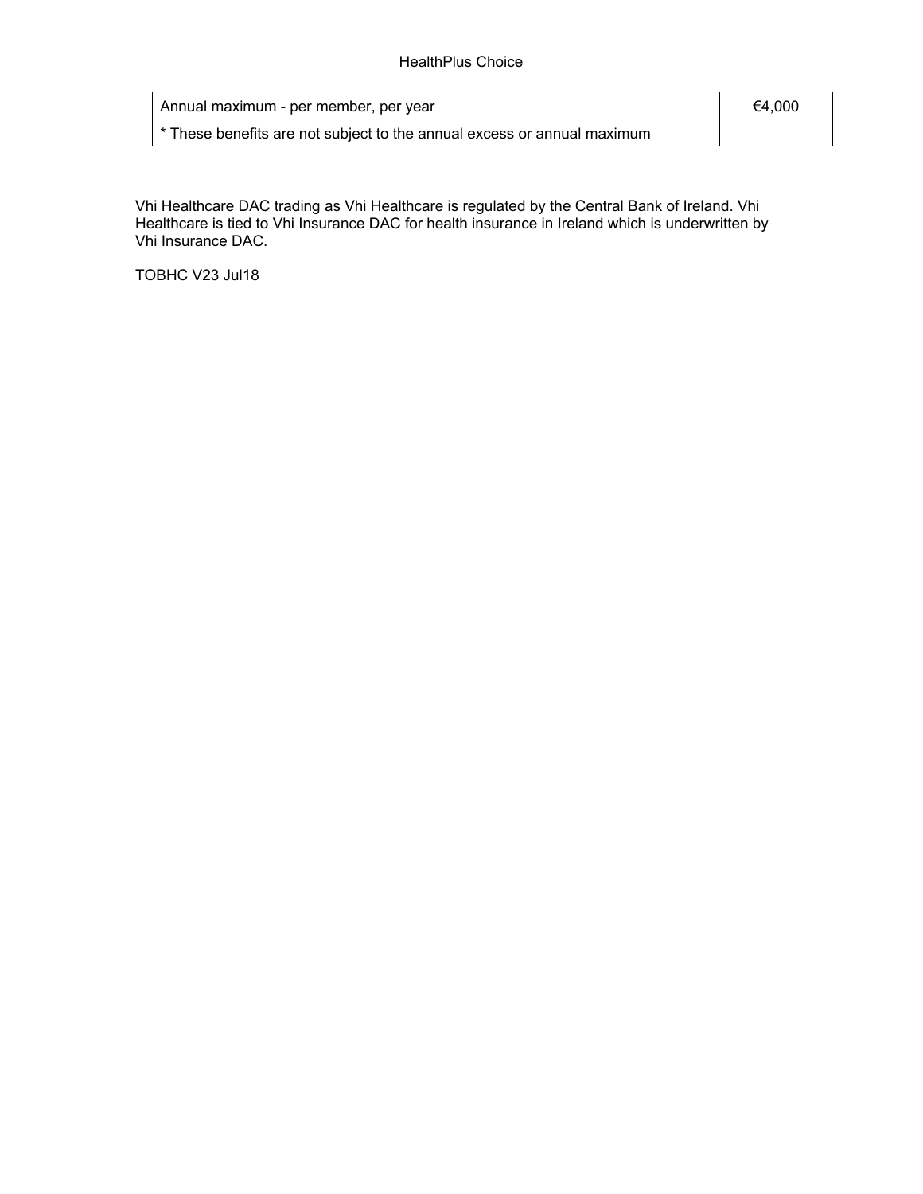| | | |
|---|---|---|
| | Annual maximum - per member, per year | €4,000 |
| | * These benefits are not subject to the annual excess or annual maximum | |

Vhi Healthcare DAC trading as Vhi Healthcare is regulated by the Central Bank of Ireland. Vhi Healthcare is tied to Vhi Insurance DAC for health insurance in Ireland which is underwritten by Vhi Insurance DAC.

TOBHC V23 Jul18